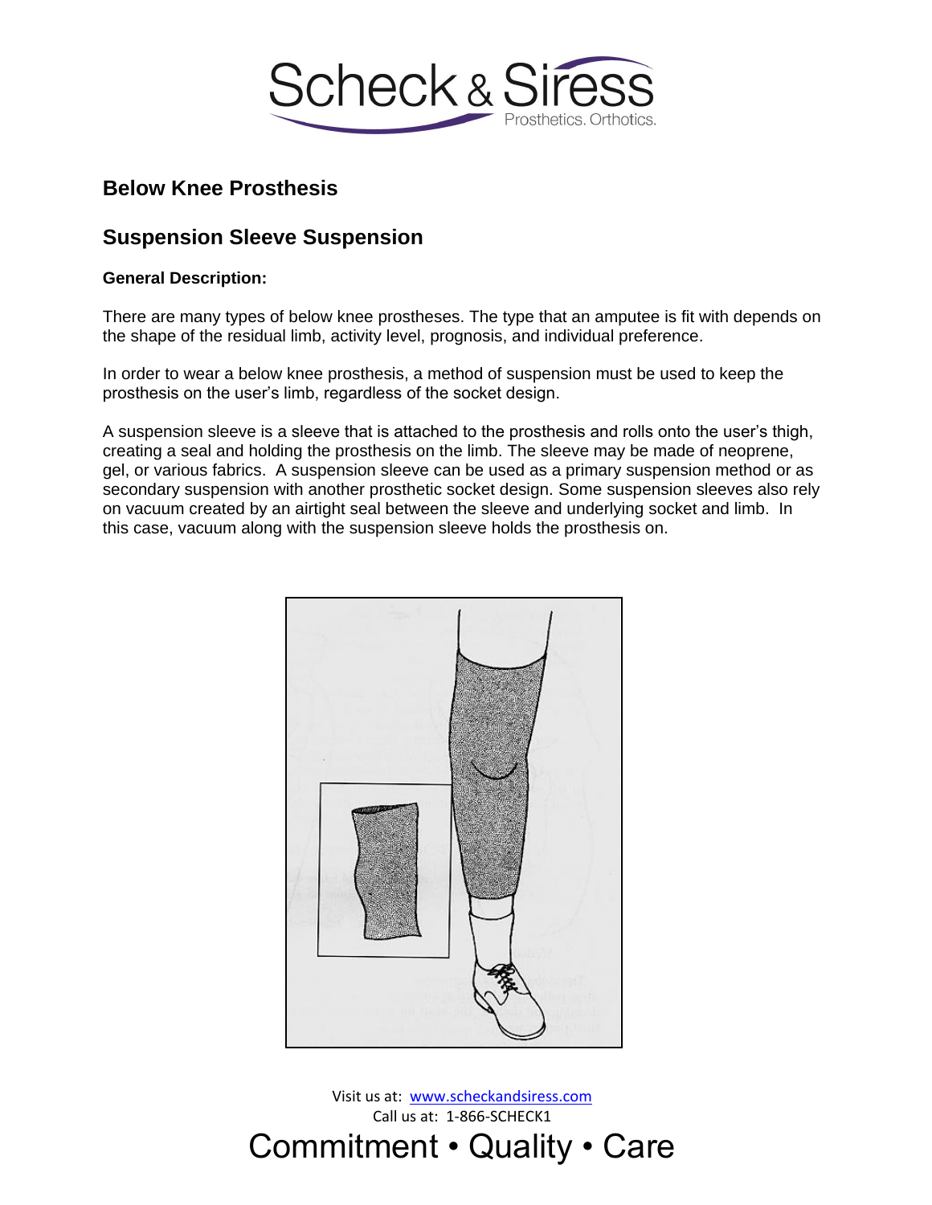## Below Knee Prosthesis

## Suspension Sleeve Suspension

**General Description:**

There are many types of below knee prostheses. The type that an amputee is fit with depends on the shape of the residual limb, activity level, prognosis, and individual preference.

In order to wear a below knee prosthesis, a method of suspension must be used to keep the prosthesis on the user's limb, regardless of the socket design.

A suspension sleeve is a sleeve that is attached to the prosthesis and rolls onto the user's thigh, creating a seal and holding the prosthesis on the limb. The sleeve may be made of neoprene, gel, or various fabrics. A suspension sleeve can be used as a primary suspension method or as secondary suspension with another prosthetic socket design. Some suspension sleeves also rely on vacuum created by an airtight seal between the sleeve and underlying socket and limb. In this case, vacuum along with the suspension sleeve holds the prosthesis on.

Visit us at: www.scheckandsiress.com
Call us at: 1-866-SCHECK1

Commitment • Quality • Care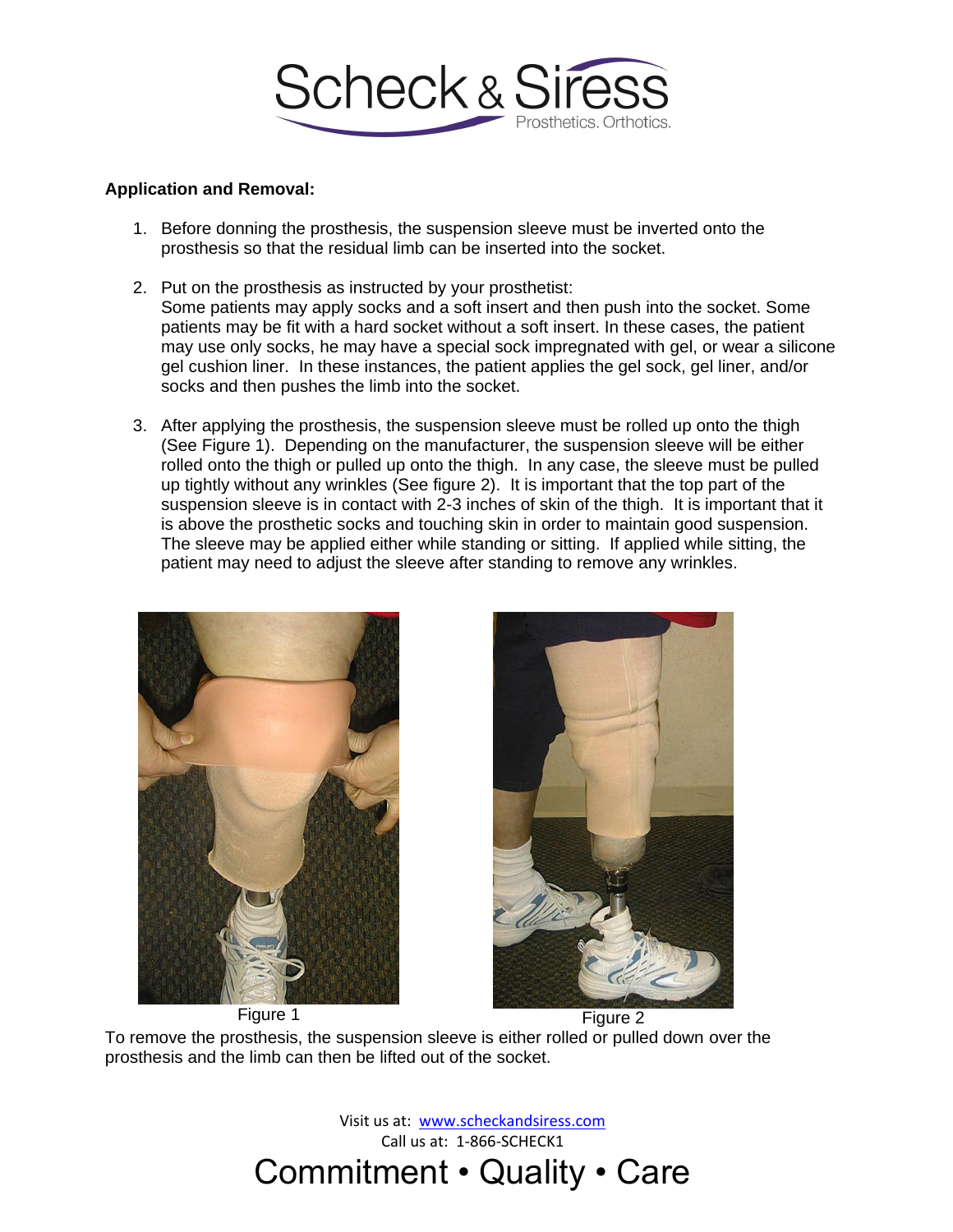**Application and Removal:**

1. Before donning the prosthesis, the suspension sleeve must be inverted onto the prosthesis so that the residual limb can be inserted into the socket.

2. Put on the prosthesis as instructed by your prosthetist:
   Some patients may apply socks and a soft insert and then push into the socket. Some patients may be fit with a hard socket without a soft insert. In these cases, the patient may use only socks, he may have a special sock impregnated with gel, or wear a silicone gel cushion liner. In these instances, the patient applies the gel sock, gel liner, and/or socks and then pushes the limb into the socket.

3. After applying the prosthesis, the suspension sleeve must be rolled up onto the thigh (See Figure 1). Depending on the manufacturer, the suspension sleeve will be either rolled onto the thigh or pulled up onto the thigh. In any case, the sleeve must be pulled up tightly without any wrinkles (See figure 2). It is important that the top part of the suspension sleeve is in contact with 2-3 inches of skin of the thigh. It is important that it is above the prosthetic socks and touching skin in order to maintain good suspension. The sleeve may be applied either while standing or sitting. If applied while sitting, the patient may need to adjust the sleeve after standing to remove any wrinkles.

Figure 1

Figure 2

To remove the prosthesis, the suspension sleeve is either rolled or pulled down over the prosthesis and the limb can then be lifted out of the socket.

Visit us at: www.scheckandsiress.com
Call us at: 1-866-SCHECK1

Commitment • Quality • Care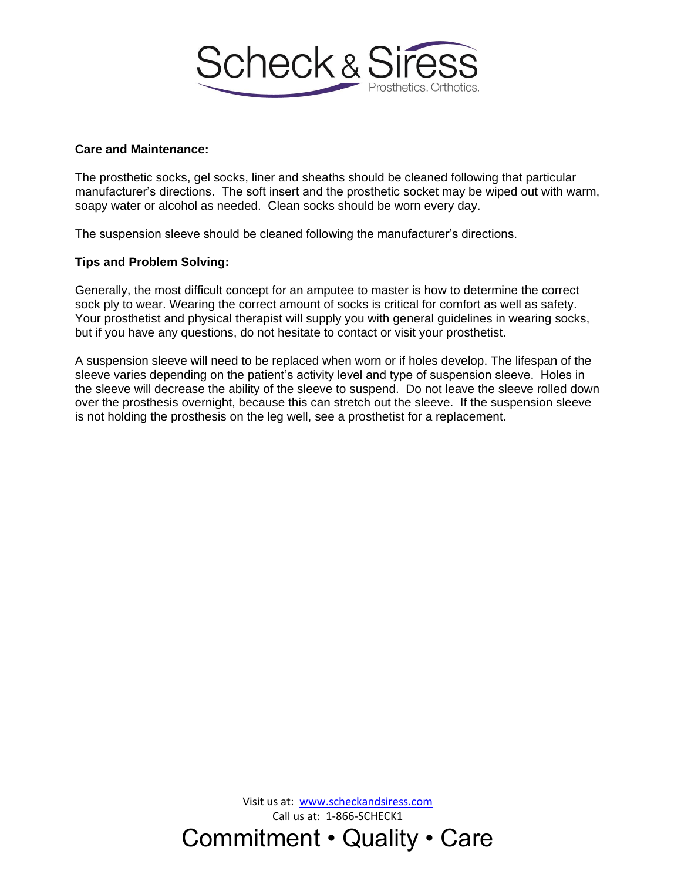**Care and Maintenance:**

The prosthetic socks, gel socks, liner and sheaths should be cleaned following that particular manufacturer's directions. The soft insert and the prosthetic socket may be wiped out with warm, soapy water or alcohol as needed. Clean socks should be worn every day.

The suspension sleeve should be cleaned following the manufacturer's directions.

**Tips and Problem Solving:**

Generally, the most difficult concept for an amputee to master is how to determine the correct sock ply to wear. Wearing the correct amount of socks is critical for comfort as well as safety. Your prosthetist and physical therapist will supply you with general guidelines in wearing socks, but if you have any questions, do not hesitate to contact or visit your prosthetist.

A suspension sleeve will need to be replaced when worn or if holes develop. The lifespan of the sleeve varies depending on the patient's activity level and type of suspension sleeve. Holes in the sleeve will decrease the ability of the sleeve to suspend. Do not leave the sleeve rolled down over the prosthesis overnight, because this can stretch out the sleeve. If the suspension sleeve is not holding the prosthesis on the leg well, see a prosthetist for a replacement.